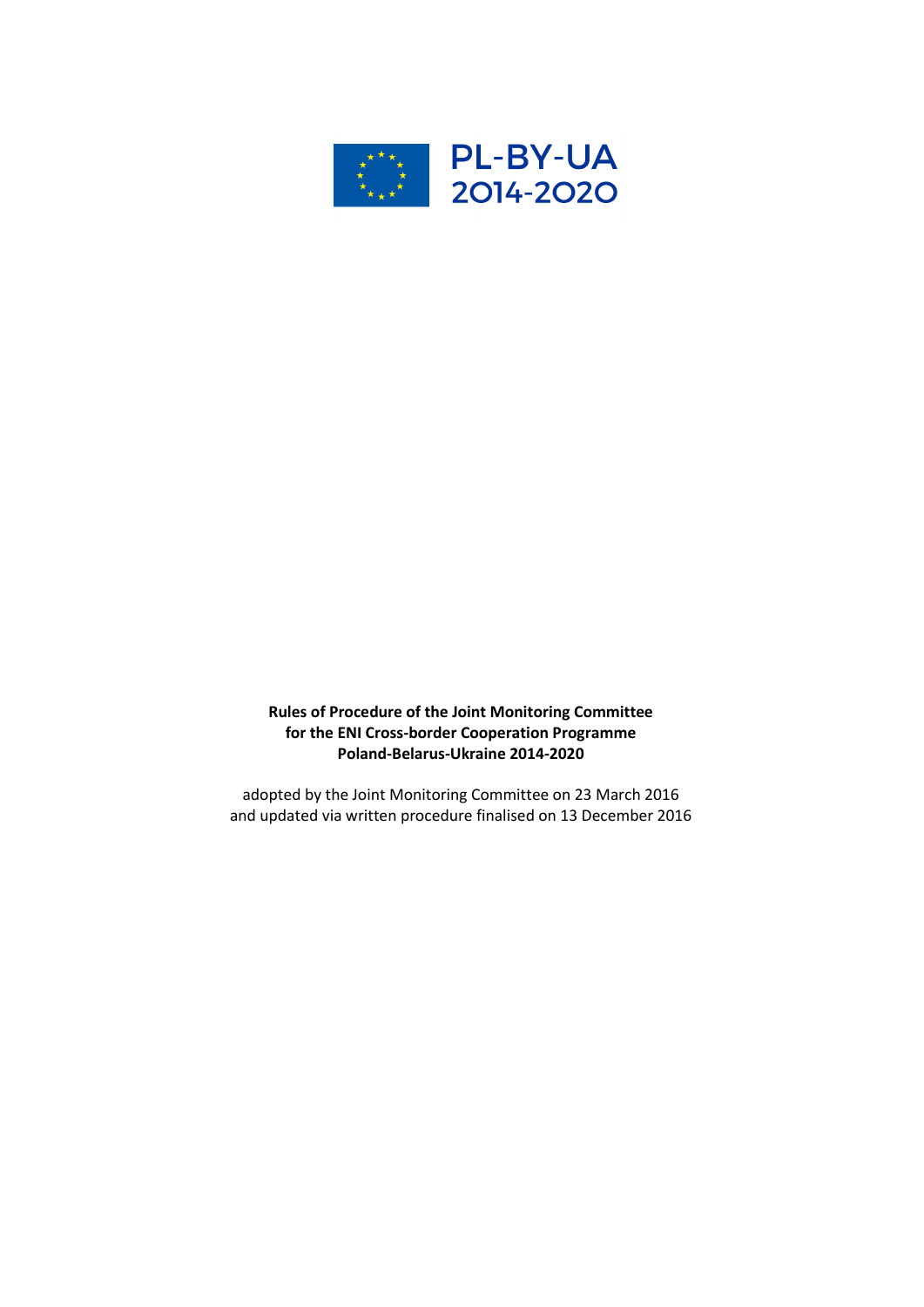PL-BY-UA
2014-2020

**Rules of Procedure of the Joint Monitoring Committee
for the ENI Cross-border Cooperation Programme
Poland-Belarus-Ukraine 2014-2020**

adopted by the Joint Monitoring Committee on 23 March 2016
and updated via written procedure finalised on 13 December 2016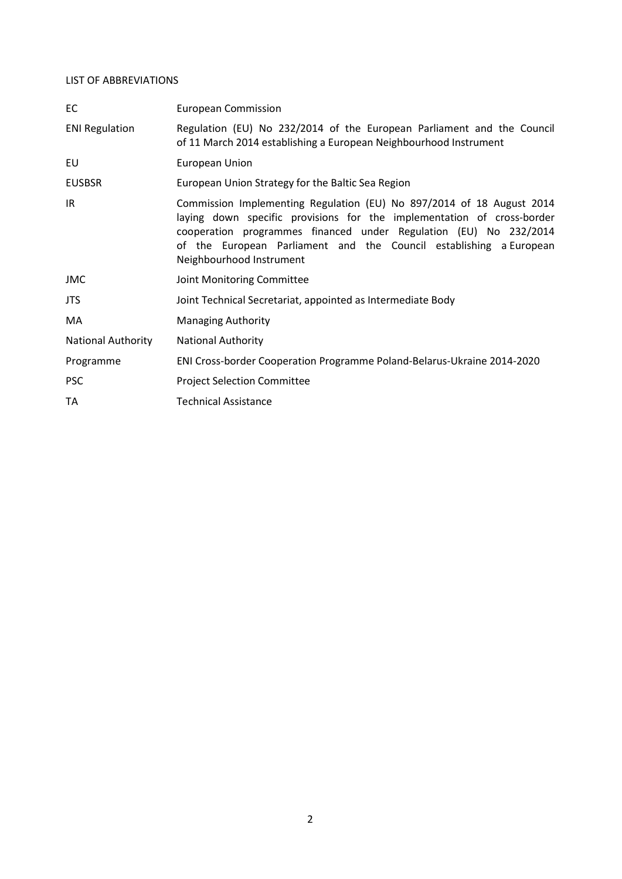LIST OF ABBREVIATIONS

| | |
|---|---|
| EC | European Commission |
| ENI Regulation | Regulation (EU) No 232/2014 of the European Parliament and the Council of 11 March 2014 establishing a European Neighbourhood Instrument |
| EU | European Union |
| EUSBSR | European Union Strategy for the Baltic Sea Region |
| IR | Commission Implementing Regulation (EU) No 897/2014 of 18 August 2014 laying down specific provisions for the implementation of cross-border cooperation programmes financed under Regulation (EU) No 232/2014 of the European Parliament and the Council establishing a European Neighbourhood Instrument |
| JMC | Joint Monitoring Committee |
| JTS | Joint Technical Secretariat, appointed as Intermediate Body |
| MA | Managing Authority |
| National Authority | National Authority |
| Programme | ENI Cross-border Cooperation Programme Poland-Belarus-Ukraine 2014-2020 |
| PSC | Project Selection Committee |
| TA | Technical Assistance |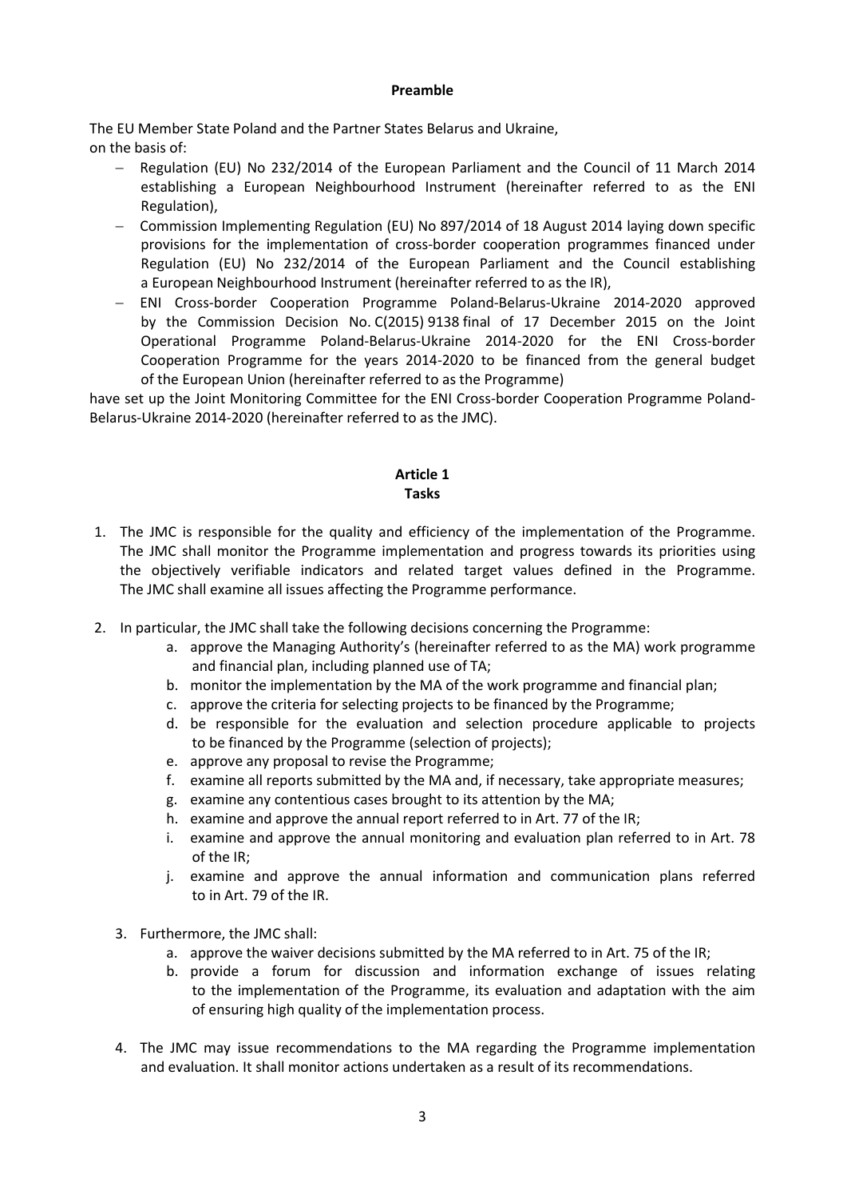**Preamble**

The EU Member State Poland and the Partner States Belarus and Ukraine,
on the basis of:

- Regulation (EU) No 232/2014 of the European Parliament and the Council of 11 March 2014 establishing a European Neighbourhood Instrument (hereinafter referred to as the ENI Regulation),
- Commission Implementing Regulation (EU) No 897/2014 of 18 August 2014 laying down specific provisions for the implementation of cross-border cooperation programmes financed under Regulation (EU) No 232/2014 of the European Parliament and the Council establishing a European Neighbourhood Instrument (hereinafter referred to as the IR),
- ENI Cross-border Cooperation Programme Poland-Belarus-Ukraine 2014-2020 approved by the Commission Decision No. C(2015) 9138 final of 17 December 2015 on the Joint Operational Programme Poland-Belarus-Ukraine 2014-2020 for the ENI Cross-border Cooperation Programme for the years 2014-2020 to be financed from the general budget of the European Union (hereinafter referred to as the Programme)

have set up the Joint Monitoring Committee for the ENI Cross-border Cooperation Programme Poland-Belarus-Ukraine 2014-2020 (hereinafter referred to as the JMC).

**Article 1**
**Tasks**

1. The JMC is responsible for the quality and efficiency of the implementation of the Programme. The JMC shall monitor the Programme implementation and progress towards its priorities using the objectively verifiable indicators and related target values defined in the Programme. The JMC shall examine all issues affecting the Programme performance.

2. In particular, the JMC shall take the following decisions concerning the Programme:
   a. approve the Managing Authority's (hereinafter referred to as the MA) work programme and financial plan, including planned use of TA;
   b. monitor the implementation by the MA of the work programme and financial plan;
   c. approve the criteria for selecting projects to be financed by the Programme;
   d. be responsible for the evaluation and selection procedure applicable to projects to be financed by the Programme (selection of projects);
   e. approve any proposal to revise the Programme;
   f. examine all reports submitted by the MA and, if necessary, take appropriate measures;
   g. examine any contentious cases brought to its attention by the MA;
   h. examine and approve the annual report referred to in Art. 77 of the IR;
   i. examine and approve the annual monitoring and evaluation plan referred to in Art. 78 of the IR;
   j. examine and approve the annual information and communication plans referred to in Art. 79 of the IR.

3. Furthermore, the JMC shall:
   a. approve the waiver decisions submitted by the MA referred to in Art. 75 of the IR;
   b. provide a forum for discussion and information exchange of issues relating to the implementation of the Programme, its evaluation and adaptation with the aim of ensuring high quality of the implementation process.

4. The JMC may issue recommendations to the MA regarding the Programme implementation and evaluation. It shall monitor actions undertaken as a result of its recommendations.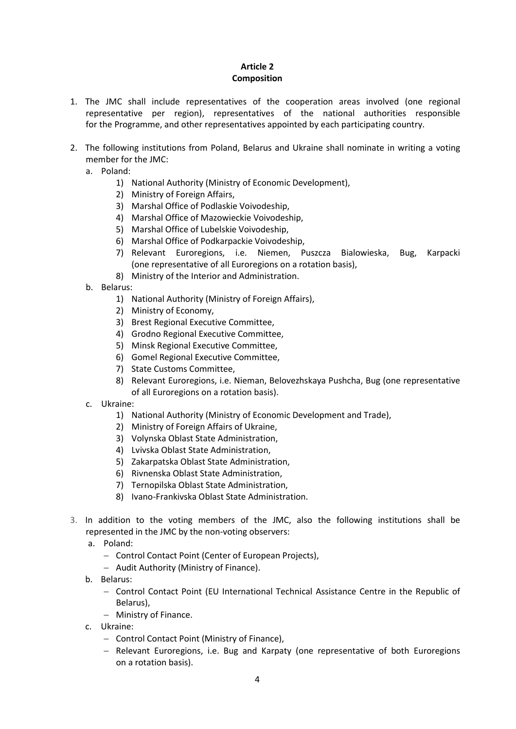**Article 2**
**Composition**

1. The JMC shall include representatives of the cooperation areas involved (one regional representative per region), representatives of the national authorities responsible for the Programme, and other representatives appointed by each participating country.

2. The following institutions from Poland, Belarus and Ukraine shall nominate in writing a voting member for the JMC:
   a. Poland:
      1) National Authority (Ministry of Economic Development),
      2) Ministry of Foreign Affairs,
      3) Marshal Office of Podlaskie Voivodeship,
      4) Marshal Office of Mazowieckie Voivodeship,
      5) Marshal Office of Lubelskie Voivodeship,
      6) Marshal Office of Podkarpackie Voivodeship,
      7) Relevant Euroregions, i.e. Niemen, Puszcza Bialowieska, Bug, Karpacki (one representative of all Euroregions on a rotation basis),
      8) Ministry of the Interior and Administration.
   b. Belarus:
      1) National Authority (Ministry of Foreign Affairs),
      2) Ministry of Economy,
      3) Brest Regional Executive Committee,
      4) Grodno Regional Executive Committee,
      5) Minsk Regional Executive Committee,
      6) Gomel Regional Executive Committee,
      7) State Customs Committee,
      8) Relevant Euroregions, i.e. Nieman, Belovezhskaya Pushcha, Bug (one representative of all Euroregions on a rotation basis).
   c. Ukraine:
      1) National Authority (Ministry of Economic Development and Trade),
      2) Ministry of Foreign Affairs of Ukraine,
      3) Volynska Oblast State Administration,
      4) Lvivska Oblast State Administration,
      5) Zakarpatska Oblast State Administration,
      6) Rivnenska Oblast State Administration,
      7) Ternopilska Oblast State Administration,
      8) Ivano-Frankivska Oblast State Administration.

3. In addition to the voting members of the JMC, also the following institutions shall be represented in the JMC by the non-voting observers:
   a. Poland:
      - Control Contact Point (Center of European Projects),
      - Audit Authority (Ministry of Finance).
   b. Belarus:
      - Control Contact Point (EU International Technical Assistance Centre in the Republic of Belarus),
      - Ministry of Finance.
   c. Ukraine:
      - Control Contact Point (Ministry of Finance),
      - Relevant Euroregions, i.e. Bug and Karpaty (one representative of both Euroregions on a rotation basis).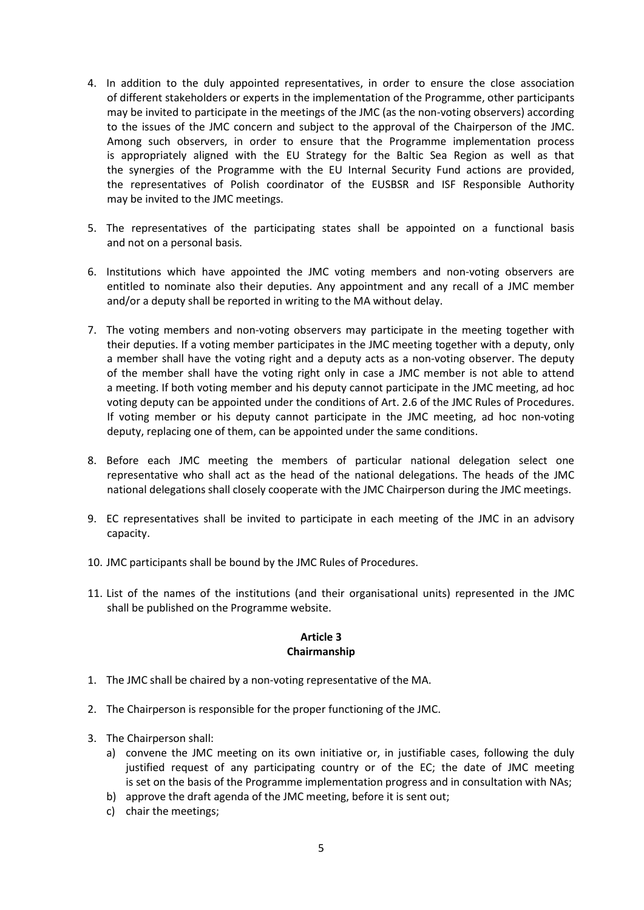4. In addition to the duly appointed representatives, in order to ensure the close association of different stakeholders or experts in the implementation of the Programme, other participants may be invited to participate in the meetings of the JMC (as the non-voting observers) according to the issues of the JMC concern and subject to the approval of the Chairperson of the JMC. Among such observers, in order to ensure that the Programme implementation process is appropriately aligned with the EU Strategy for the Baltic Sea Region as well as that the synergies of the Programme with the EU Internal Security Fund actions are provided, the representatives of Polish coordinator of the EUSBSR and ISF Responsible Authority may be invited to the JMC meetings.

5. The representatives of the participating states shall be appointed on a functional basis and not on a personal basis.

6. Institutions which have appointed the JMC voting members and non-voting observers are entitled to nominate also their deputies. Any appointment and any recall of a JMC member and/or a deputy shall be reported in writing to the MA without delay.

7. The voting members and non-voting observers may participate in the meeting together with their deputies. If a voting member participates in the JMC meeting together with a deputy, only a member shall have the voting right and a deputy acts as a non-voting observer. The deputy of the member shall have the voting right only in case a JMC member is not able to attend a meeting. If both voting member and his deputy cannot participate in the JMC meeting, ad hoc voting deputy can be appointed under the conditions of Art. 2.6 of the JMC Rules of Procedures. If voting member or his deputy cannot participate in the JMC meeting, ad hoc non-voting deputy, replacing one of them, can be appointed under the same conditions.

8. Before each JMC meeting the members of particular national delegation select one representative who shall act as the head of the national delegations. The heads of the JMC national delegations shall closely cooperate with the JMC Chairperson during the JMC meetings.

9. EC representatives shall be invited to participate in each meeting of the JMC in an advisory capacity.

10. JMC participants shall be bound by the JMC Rules of Procedures.

11. List of the names of the institutions (and their organisational units) represented in the JMC shall be published on the Programme website.

## Article 3
## Chairmanship

1. The JMC shall be chaired by a non-voting representative of the MA.

2. The Chairperson is responsible for the proper functioning of the JMC.

3. The Chairperson shall:
   a) convene the JMC meeting on its own initiative or, in justifiable cases, following the duly justified request of any participating country or of the EC; the date of JMC meeting is set on the basis of the Programme implementation progress and in consultation with NAs;
   b) approve the draft agenda of the JMC meeting, before it is sent out;
   c) chair the meetings;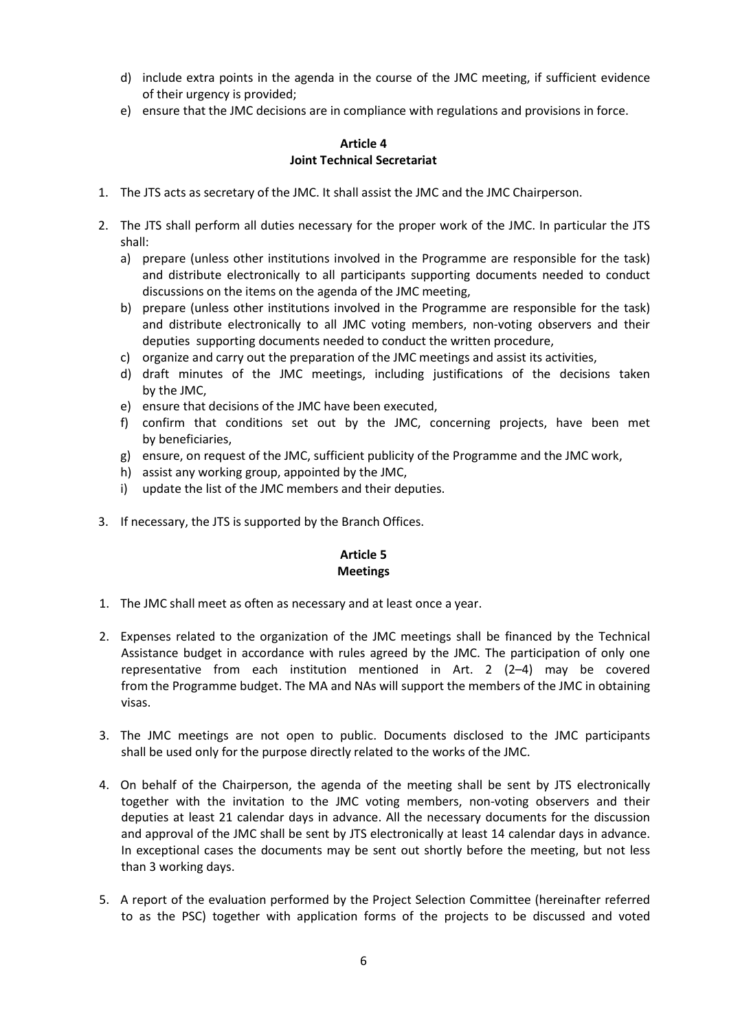d) include extra points in the agenda in the course of the JMC meeting, if sufficient evidence of their urgency is provided;

e) ensure that the JMC decisions are in compliance with regulations and provisions in force.

## Article 4
## Joint Technical Secretariat

1. The JTS acts as secretary of the JMC. It shall assist the JMC and the JMC Chairperson.

2. The JTS shall perform all duties necessary for the proper work of the JMC. In particular the JTS shall:
   a) prepare (unless other institutions involved in the Programme are responsible for the task) and distribute electronically to all participants supporting documents needed to conduct discussions on the items on the agenda of the JMC meeting,
   b) prepare (unless other institutions involved in the Programme are responsible for the task) and distribute electronically to all JMC voting members, non-voting observers and their deputies supporting documents needed to conduct the written procedure,
   c) organize and carry out the preparation of the JMC meetings and assist its activities,
   d) draft minutes of the JMC meetings, including justifications of the decisions taken by the JMC,
   e) ensure that decisions of the JMC have been executed,
   f) confirm that conditions set out by the JMC, concerning projects, have been met by beneficiaries,
   g) ensure, on request of the JMC, sufficient publicity of the Programme and the JMC work,
   h) assist any working group, appointed by the JMC,
   i) update the list of the JMC members and their deputies.

3. If necessary, the JTS is supported by the Branch Offices.

## Article 5
## Meetings

1. The JMC shall meet as often as necessary and at least once a year.

2. Expenses related to the organization of the JMC meetings shall be financed by the Technical Assistance budget in accordance with rules agreed by the JMC. The participation of only one representative from each institution mentioned in Art. 2 (2–4) may be covered from the Programme budget. The MA and NAs will support the members of the JMC in obtaining visas.

3. The JMC meetings are not open to public. Documents disclosed to the JMC participants shall be used only for the purpose directly related to the works of the JMC.

4. On behalf of the Chairperson, the agenda of the meeting shall be sent by JTS electronically together with the invitation to the JMC voting members, non-voting observers and their deputies at least 21 calendar days in advance. All the necessary documents for the discussion and approval of the JMC shall be sent by JTS electronically at least 14 calendar days in advance. In exceptional cases the documents may be sent out shortly before the meeting, but not less than 3 working days.

5. A report of the evaluation performed by the Project Selection Committee (hereinafter referred to as the PSC) together with application forms of the projects to be discussed and voted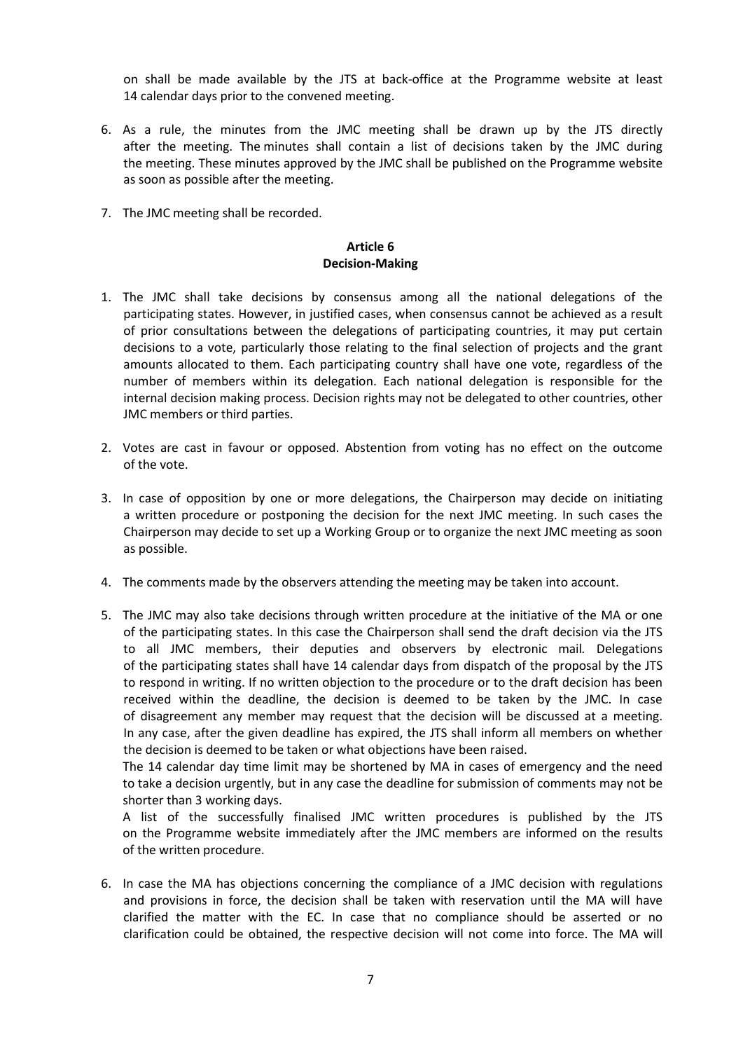on shall be made available by the JTS at back-office at the Programme website at least 14 calendar days prior to the convened meeting.

6. As a rule, the minutes from the JMC meeting shall be drawn up by the JTS directly after the meeting. The minutes shall contain a list of decisions taken by the JMC during the meeting. These minutes approved by the JMC shall be published on the Programme website as soon as possible after the meeting.

7. The JMC meeting shall be recorded.

**Article 6**
**Decision-Making**

1. The JMC shall take decisions by consensus among all the national delegations of the participating states. However, in justified cases, when consensus cannot be achieved as a result of prior consultations between the delegations of participating countries, it may put certain decisions to a vote, particularly those relating to the final selection of projects and the grant amounts allocated to them. Each participating country shall have one vote, regardless of the number of members within its delegation. Each national delegation is responsible for the internal decision making process. Decision rights may not be delegated to other countries, other JMC members or third parties.

2. Votes are cast in favour or opposed. Abstention from voting has no effect on the outcome of the vote.

3. In case of opposition by one or more delegations, the Chairperson may decide on initiating a written procedure or postponing the decision for the next JMC meeting. In such cases the Chairperson may decide to set up a Working Group or to organize the next JMC meeting as soon as possible.

4. The comments made by the observers attending the meeting may be taken into account.

5. The JMC may also take decisions through written procedure at the initiative of the MA or one of the participating states. In this case the Chairperson shall send the draft decision via the JTS to all JMC members, their deputies and observers by electronic mail. Delegations of the participating states shall have 14 calendar days from dispatch of the proposal by the JTS to respond in writing. If no written objection to the procedure or to the draft decision has been received within the deadline, the decision is deemed to be taken by the JMC. In case of disagreement any member may request that the decision will be discussed at a meeting. In any case, after the given deadline has expired, the JTS shall inform all members on whether the decision is deemed to be taken or what objections have been raised.
The 14 calendar day time limit may be shortened by MA in cases of emergency and the need to take a decision urgently, but in any case the deadline for submission of comments may not be shorter than 3 working days.
A list of the successfully finalised JMC written procedures is published by the JTS on the Programme website immediately after the JMC members are informed on the results of the written procedure.

6. In case the MA has objections concerning the compliance of a JMC decision with regulations and provisions in force, the decision shall be taken with reservation until the MA will have clarified the matter with the EC. In case that no compliance should be asserted or no clarification could be obtained, the respective decision will not come into force. The MA will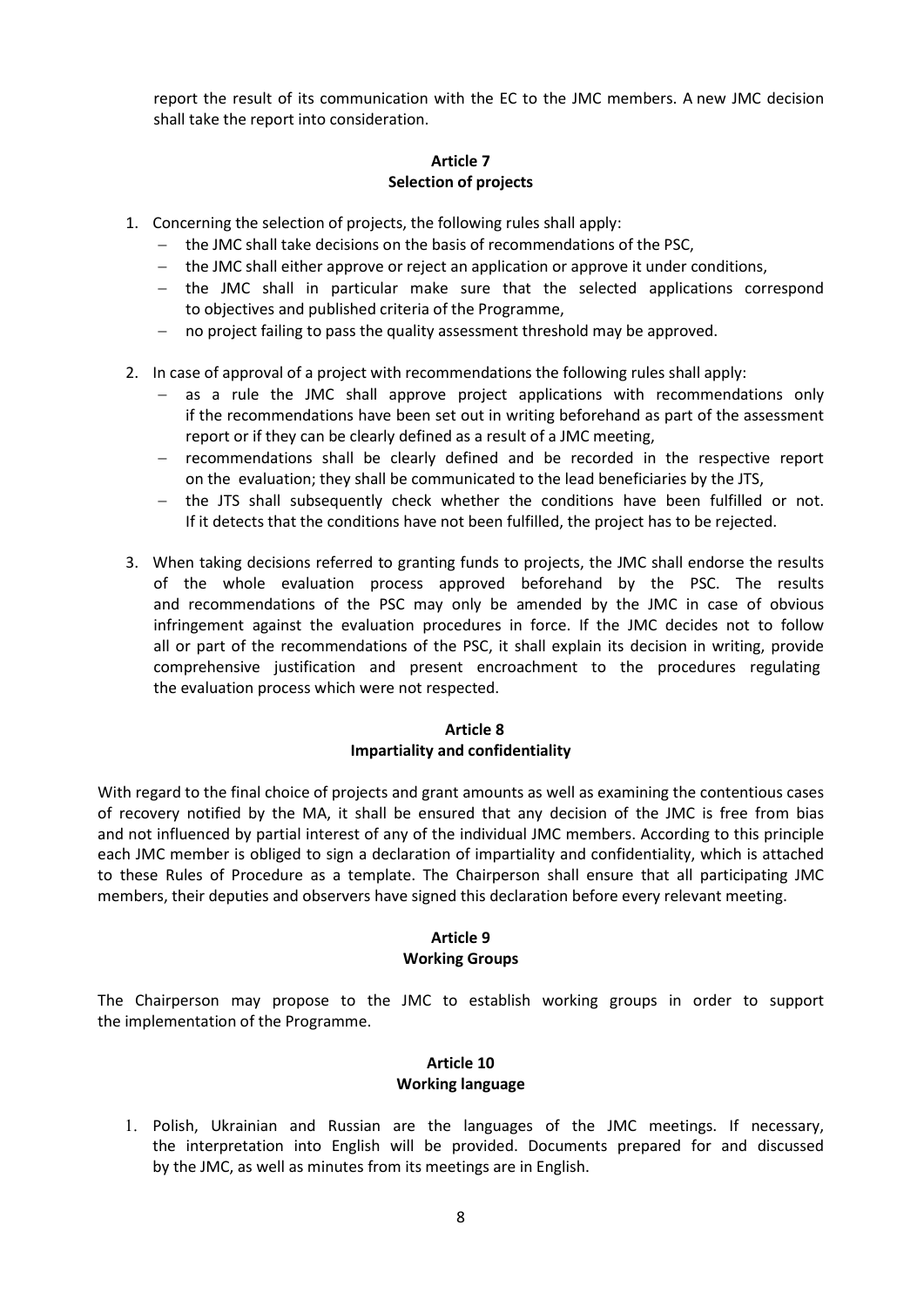report the result of its communication with the EC to the JMC members. A new JMC decision shall take the report into consideration.

## Article 7
## Selection of projects

1. Concerning the selection of projects, the following rules shall apply:
   - the JMC shall take decisions on the basis of recommendations of the PSC,
   - the JMC shall either approve or reject an application or approve it under conditions,
   - the JMC shall in particular make sure that the selected applications correspond to objectives and published criteria of the Programme,
   - no project failing to pass the quality assessment threshold may be approved.

2. In case of approval of a project with recommendations the following rules shall apply:
   - as a rule the JMC shall approve project applications with recommendations only if the recommendations have been set out in writing beforehand as part of the assessment report or if they can be clearly defined as a result of a JMC meeting,
   - recommendations shall be clearly defined and be recorded in the respective report on the evaluation; they shall be communicated to the lead beneficiaries by the JTS,
   - the JTS shall subsequently check whether the conditions have been fulfilled or not. If it detects that the conditions have not been fulfilled, the project has to be rejected.

3. When taking decisions referred to granting funds to projects, the JMC shall endorse the results of the whole evaluation process approved beforehand by the PSC. The results and recommendations of the PSC may only be amended by the JMC in case of obvious infringement against the evaluation procedures in force. If the JMC decides not to follow all or part of the recommendations of the PSC, it shall explain its decision in writing, provide comprehensive justification and present encroachment to the procedures regulating the evaluation process which were not respected.

## Article 8
## Impartiality and confidentiality

With regard to the final choice of projects and grant amounts as well as examining the contentious cases of recovery notified by the MA, it shall be ensured that any decision of the JMC is free from bias and not influenced by partial interest of any of the individual JMC members. According to this principle each JMC member is obliged to sign a declaration of impartiality and confidentiality, which is attached to these Rules of Procedure as a template. The Chairperson shall ensure that all participating JMC members, their deputies and observers have signed this declaration before every relevant meeting.

## Article 9
## Working Groups

The Chairperson may propose to the JMC to establish working groups in order to support the implementation of the Programme.

## Article 10
## Working language

1. Polish, Ukrainian and Russian are the languages of the JMC meetings. If necessary, the interpretation into English will be provided. Documents prepared for and discussed by the JMC, as well as minutes from its meetings are in English.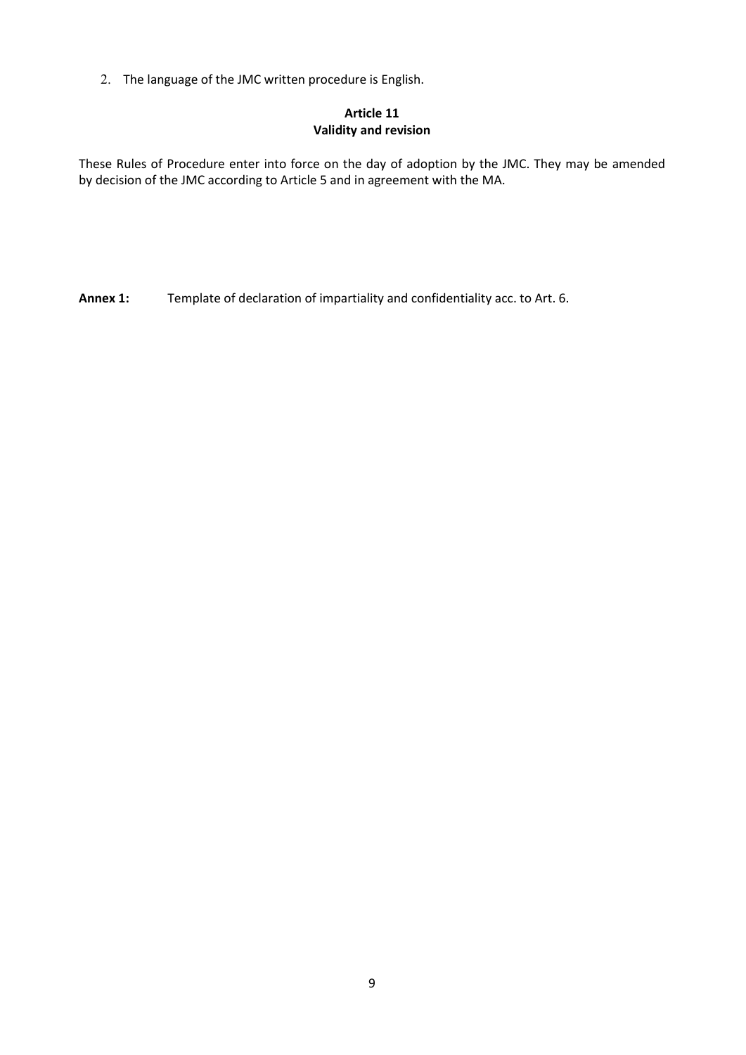2. The language of the JMC written procedure is English.

**Article 11**
**Validity and revision**

These Rules of Procedure enter into force on the day of adoption by the JMC. They may be amended by decision of the JMC according to Article 5 and in agreement with the MA.

**Annex 1:** Template of declaration of impartiality and confidentiality acc. to Art. 6.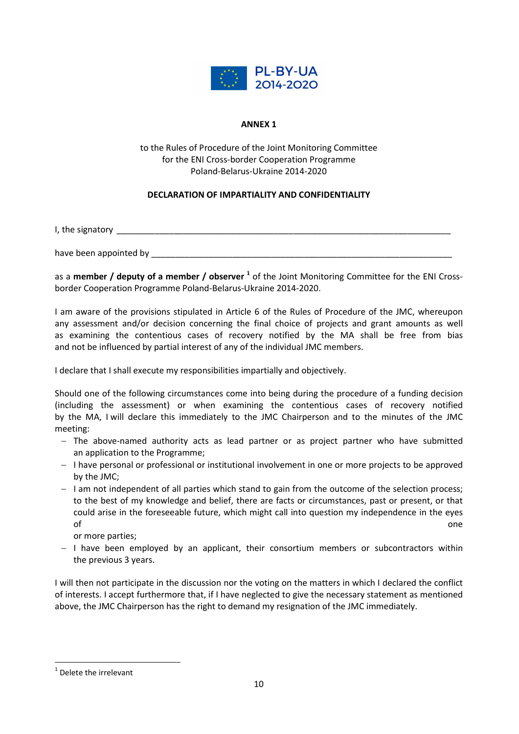PL-BY-UA
2014-2020

**ANNEX 1**

to the Rules of Procedure of the Joint Monitoring Committee
for the ENI Cross-border Cooperation Programme
Poland-Belarus-Ukraine 2014-2020

**DECLARATION OF IMPARTIALITY AND CONFIDENTIALITY**

I, the signatory ___________________________________________________________________________

have been appointed by ____________________________________________________________________

as a **member / deputy of a member / observer** [1] of the Joint Monitoring Committee for the ENI Cross-border Cooperation Programme Poland-Belarus-Ukraine 2014-2020.

I am aware of the provisions stipulated in Article 6 of the Rules of Procedure of the JMC, whereupon any assessment and/or decision concerning the final choice of projects and grant amounts as well as examining the contentious cases of recovery notified by the MA shall be free from bias and not be influenced by partial interest of any of the individual JMC members.

I declare that I shall execute my responsibilities impartially and objectively.

Should one of the following circumstances come into being during the procedure of a funding decision (including the assessment) or when examining the contentious cases of recovery notified by the MA, I will declare this immediately to the JMC Chairperson and to the minutes of the JMC meeting:

- The above-named authority acts as lead partner or as project partner who have submitted an application to the Programme;
- I have personal or professional or institutional involvement in one or more projects to be approved by the JMC;
- I am not independent of all parties which stand to gain from the outcome of the selection process; to the best of my knowledge and belief, there are facts or circumstances, past or present, or that could arise in the foreseeable future, which might call into question my independence in the eyes of one or more parties;
- I have been employed by an applicant, their consortium members or subcontractors within the previous 3 years.

I will then not participate in the discussion nor the voting on the matters in which I declared the conflict of interests. I accept furthermore that, if I have neglected to give the necessary statement as mentioned above, the JMC Chairperson has the right to demand my resignation of the JMC immediately.

[1] Delete the irrelevant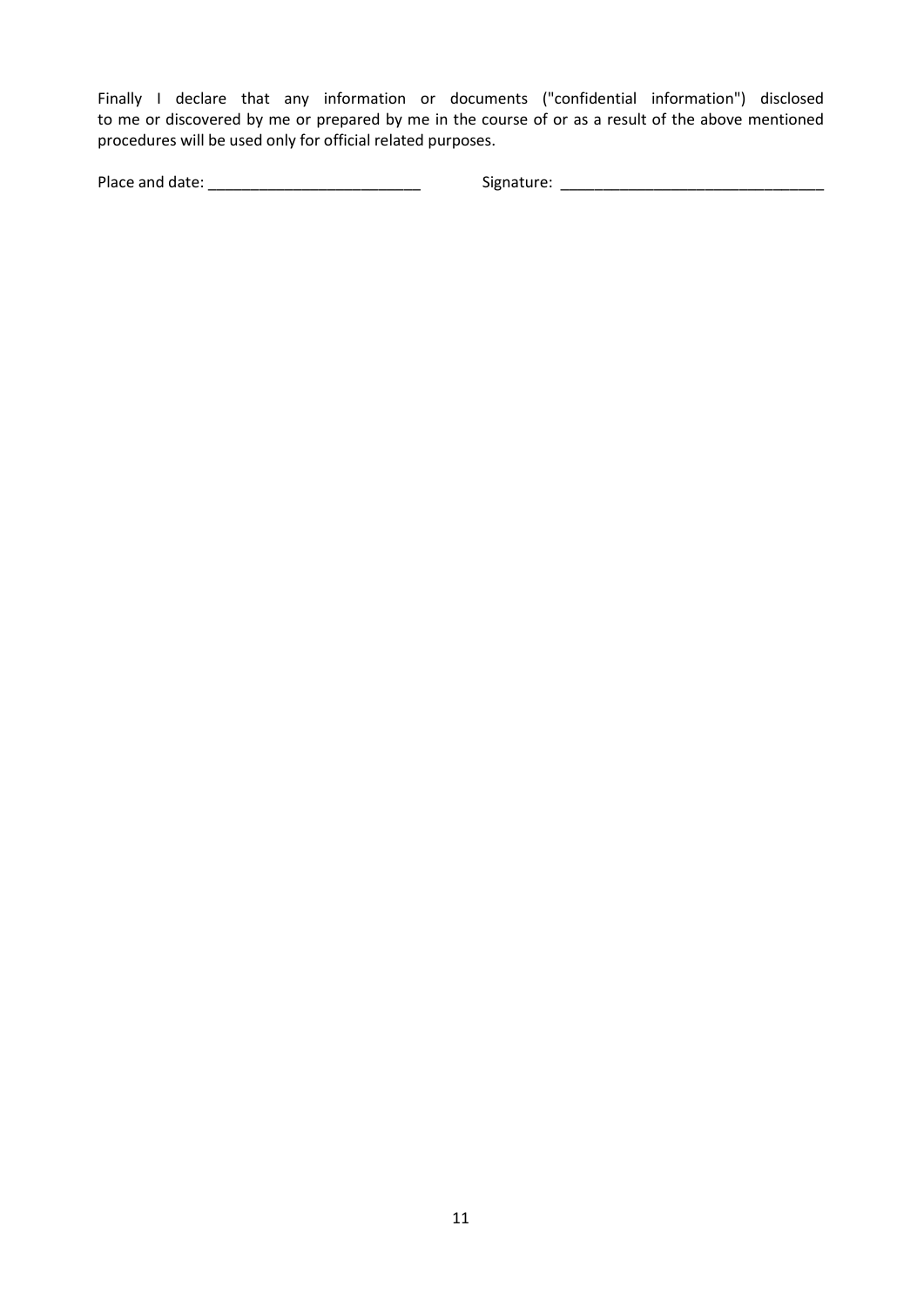Finally I declare that any information or documents ("confidential information") disclosed to me or discovered by me or prepared by me in the course of or as a result of the above mentioned procedures will be used only for official related purposes.

Place and date: _________________________ Signature: _______________________________